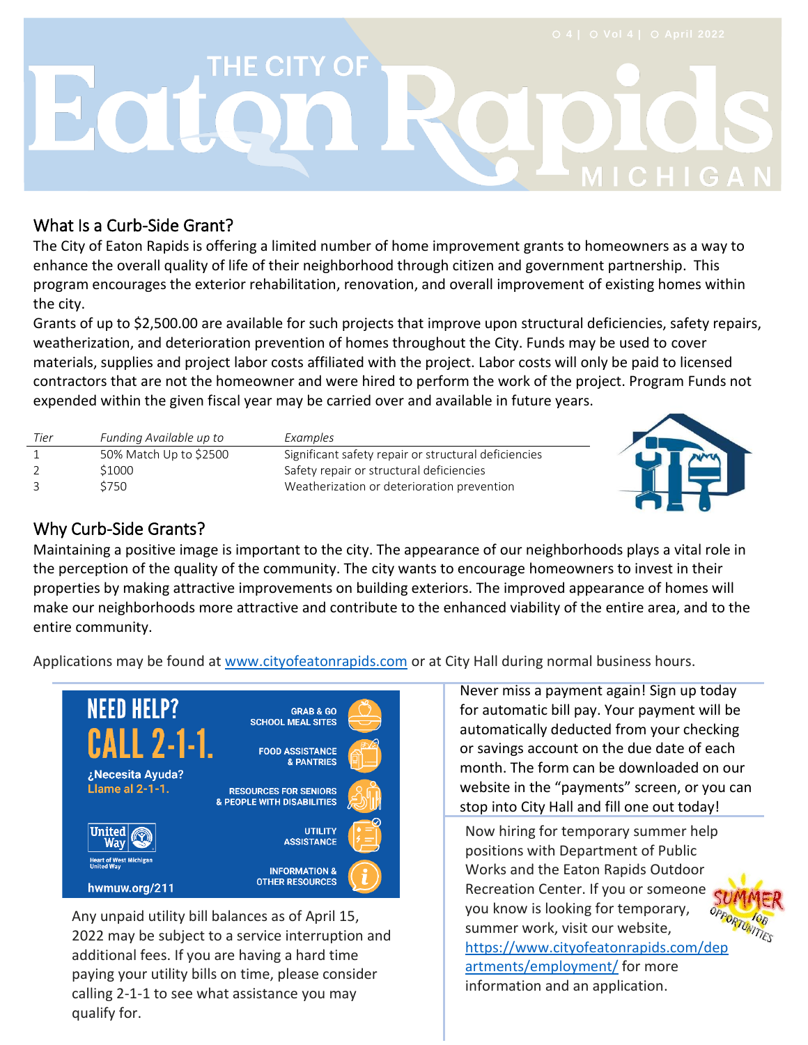# The City of Eaton Rapids Michigan

## What Is a Curb-Side Grant?

The City of Eaton Rapids is offering a limited number of home improvement grants to homeowners as a way to enhance the overall quality of life of their neighborhood through citizen and government partnership. This program encourages the exterior rehabilitation, renovation, and overall improvement of existing homes within the city.

Grants of up to $2,500.00 are available for such projects that improve upon structural deficiencies, safety repairs, weatherization, and deterioration prevention of homes throughout the City. Funds may be used to cover materials, supplies and project labor costs affiliated with the project. Labor costs will only be paid to licensed contractors that are not the homeowner and were hired to perform the work of the project. Program Funds not expended within the given fiscal year may be carried over and available in future years.

| *Tier* | *Funding Available up to* | *Examples* |
|---|---|---|
| 1 | 50% Match Up to $2500 | Significant safety repair or structural deficiencies |
| 2 | $1000 | Safety repair or structural deficiencies |
| 3 | $750 | Weatherization or deterioration prevention |

## Why Curb-Side Grants?

Maintaining a positive image is important to the city. The appearance of our neighborhoods plays a vital role in the perception of the quality of the community. The city wants to encourage homeowners to invest in their properties by making attractive improvements on building exteriors. The improved appearance of homes will make our neighborhoods more attractive and contribute to the enhanced viability of the entire area, and to the entire community.

Applications may be found at [www.cityofeatonrapids.com](www.cityofeatonrapids.com) or at City Hall during normal business hours.

**NEED HELP? CALL 2-1-1.**

¿Necesita Ayuda? Llame al 2-1-1.

- GRAB & GO SCHOOL MEAL SITES
- FOOD ASSISTANCE & PANTRIES
- RESOURCES FOR SENIORS & PEOPLE WITH DISABILITIES
- UTILITY ASSISTANCE
- INFORMATION & OTHER RESOURCES

United Way – Heart of West Michigan United Way

hwmuw.org/211

Any unpaid utility bill balances as of April 15, 2022 may be subject to a service interruption and additional fees. If you are having a hard time paying your utility bills on time, please consider calling 2-1-1 to see what assistance you may qualify for.

Never miss a payment again! Sign up today for automatic bill pay. Your payment will be automatically deducted from your checking or savings account on the due date of each month. The form can be downloaded on our website in the "payments" screen, or you can stop into City Hall and fill one out today!

Now hiring for temporary summer help positions with Department of Public Works and the Eaton Rapids Outdoor Recreation Center. If you or someone you know is looking for temporary, summer work, visit our website, [https://www.cityofeatonrapids.com/departments/employment/](https://www.cityofeatonrapids.com/departments/employment/) for more information and an application.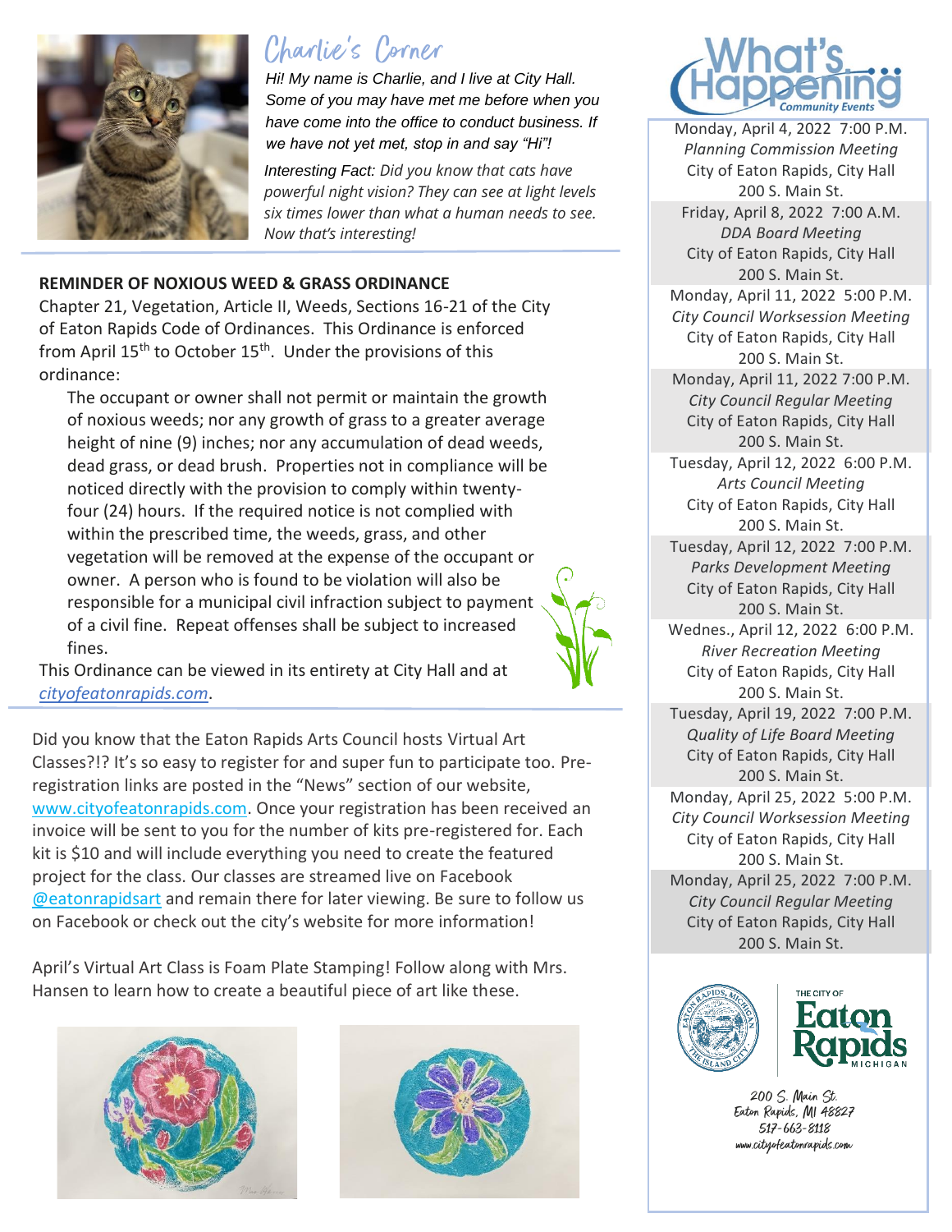## Charlie's Corner

*Hi! My name is Charlie, and I live at City Hall. Some of you may have met me before when you have come into the office to conduct business. If we have not yet met, stop in and say "Hi"!*

*Interesting Fact: Did you know that cats have powerful night vision? They can see at light levels six times lower than what a human needs to see. Now that's interesting!*

**REMINDER OF NOXIOUS WEED & GRASS ORDINANCE**

Chapter 21, Vegetation, Article II, Weeds, Sections 16-21 of the City of Eaton Rapids Code of Ordinances. This Ordinance is enforced from April 15th to October 15th. Under the provisions of this ordinance:

> The occupant or owner shall not permit or maintain the growth of noxious weeds; nor any growth of grass to a greater average height of nine (9) inches; nor any accumulation of dead weeds, dead grass, or dead brush. Properties not in compliance will be noticed directly with the provision to comply within twenty-four (24) hours. If the required notice is not complied with within the prescribed time, the weeds, grass, and other vegetation will be removed at the expense of the occupant or owner. A person who is found to be violation will also be responsible for a municipal civil infraction subject to payment of a civil fine. Repeat offenses shall be subject to increased fines.

This Ordinance can be viewed in its entirety at City Hall and at *cityofeatonrapids.com*.

Did you know that the Eaton Rapids Arts Council hosts Virtual Art Classes?!? It's so easy to register for and super fun to participate too. Pre-registration links are posted in the "News" section of our website, www.cityofeatonrapids.com. Once your registration has been received an invoice will be sent to you for the number of kits pre-registered for. Each kit is $10 and will include everything you need to create the featured project for the class. Our classes are streamed live on Facebook @eatonrapidsart and remain there for later viewing. Be sure to follow us on Facebook or check out the city's website for more information!

April's Virtual Art Class is Foam Plate Stamping! Follow along with Mrs. Hansen to learn how to create a beautiful piece of art like these.

## What's Happening – Community Events

Monday, April 4, 2022 7:00 P.M.
*Planning Commission Meeting*
City of Eaton Rapids, City Hall
200 S. Main St.

Friday, April 8, 2022 7:00 A.M.
*DDA Board Meeting*
City of Eaton Rapids, City Hall
200 S. Main St.

Monday, April 11, 2022 5:00 P.M.
*City Council Worksession Meeting*
City of Eaton Rapids, City Hall
200 S. Main St.

Monday, April 11, 2022 7:00 P.M.
*City Council Regular Meeting*
City of Eaton Rapids, City Hall
200 S. Main St.

Tuesday, April 12, 2022 6:00 P.M.
*Arts Council Meeting*
City of Eaton Rapids, City Hall
200 S. Main St.

Tuesday, April 12, 2022 7:00 P.M.
*Parks Development Meeting*
City of Eaton Rapids, City Hall
200 S. Main St.

Wednes., April 12, 2022 6:00 P.M.
*River Recreation Meeting*
City of Eaton Rapids, City Hall
200 S. Main St.

Tuesday, April 19, 2022 7:00 P.M.
*Quality of Life Board Meeting*
City of Eaton Rapids, City Hall
200 S. Main St.

Monday, April 25, 2022 5:00 P.M.
*City Council Worksession Meeting*
City of Eaton Rapids, City Hall
200 S. Main St.

Monday, April 25, 2022 7:00 P.M.
*City Council Regular Meeting*
City of Eaton Rapids, City Hall
200 S. Main St.

THE CITY OF Eaton Rapids MICHIGAN

200 S. Main St.
Eaton Rapids, MI 48827
517-663-8118
www.cityofeatonrapids.com